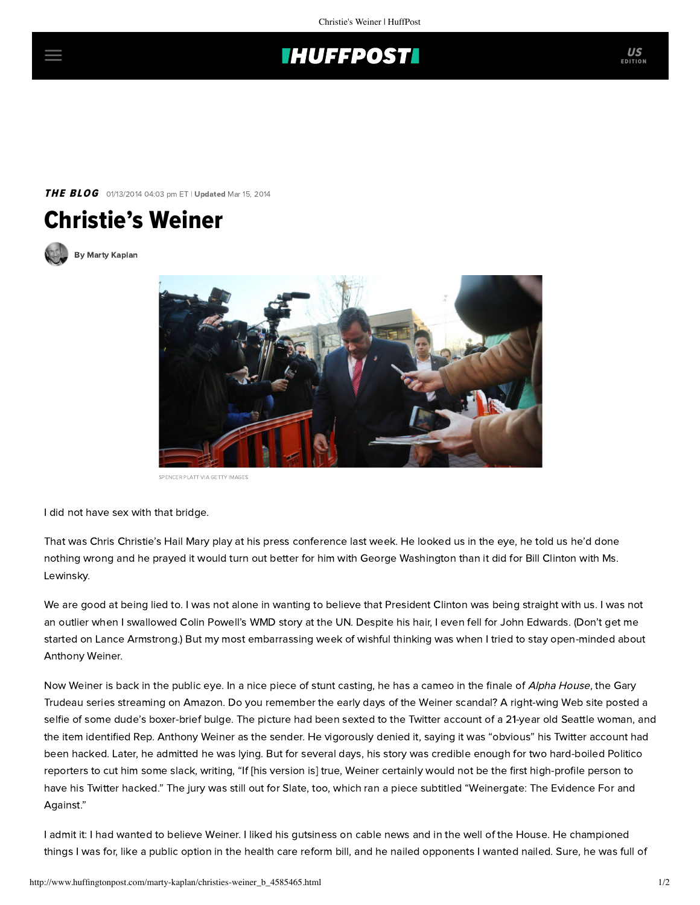**THE BLOG** 01/13/2014 04:03 pm ET | **Updated** Mar 15, 2014

# Christie's Weiner

By Marty Kaplan

SPENCER PLATT VIA GETTY IMAGES

I did not have sex with that bridge.

That was Chris Christie's Hail Mary play at his press conference last week. He looked us in the eye, he told us he'd done nothing wrong and he prayed it would turn out better for him with George Washington than it did for Bill Clinton with Ms. Lewinsky.

We are good at being lied to. I was not alone in wanting to believe that President Clinton was being straight with us. I was not an outlier when I swallowed Colin Powell's WMD story at the UN. Despite his hair, I even fell for John Edwards. (Don't get me started on Lance Armstrong.) But my most embarrassing week of wishful thinking was when I tried to stay open-minded about Anthony Weiner.

Now Weiner is back in the public eye. In a nice piece of stunt casting, he has a cameo in the finale of *Alpha House*, the Gary Trudeau series streaming on Amazon. Do you remember the early days of the Weiner scandal? A right-wing Web site posted a selfie of some dude's boxer-brief bulge. The picture had been sexted to the Twitter account of a 21-year old Seattle woman, and the item identified Rep. Anthony Weiner as the sender. He vigorously denied it, saying it was "obvious" his Twitter account had been hacked. Later, he admitted he was lying. But for several days, his story was credible enough for two hard-boiled Politico reporters to cut him some slack, writing, "If [his version is] true, Weiner certainly would not be the first high-profile person to have his Twitter hacked." The jury was still out for Slate, too, which ran a piece subtitled "Weinergate: The Evidence For and Against."

I admit it: I had wanted to believe Weiner. I liked his gutsiness on cable news and in the well of the House. He championed things I was for, like a public option in the health care reform bill, and he nailed opponents I wanted nailed. Sure, he was full of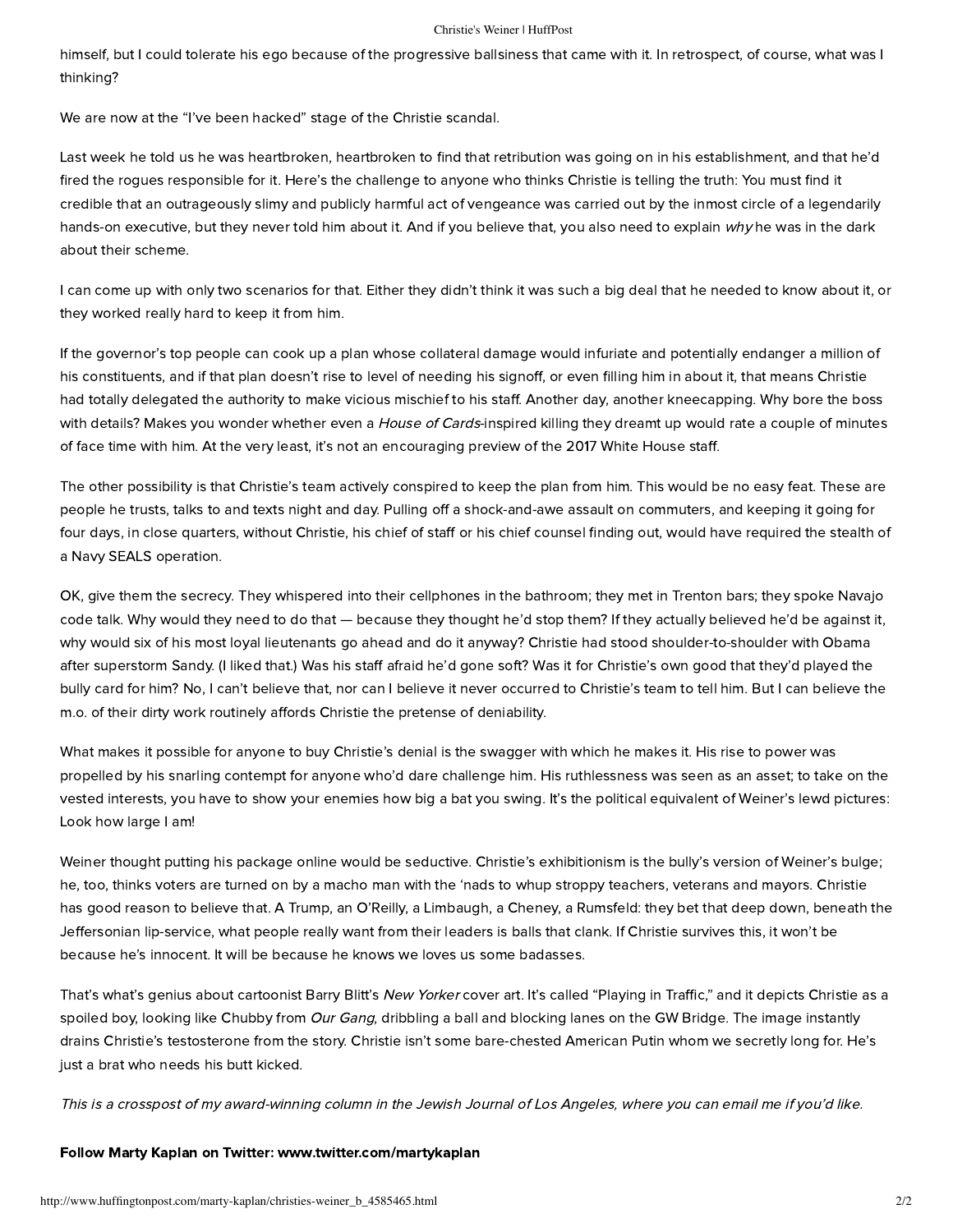himself, but I could tolerate his ego because of the progressive ballsiness that came with it. In retrospect, of course, what was I thinking?

We are now at the "I've been hacked" stage of the Christie scandal.

Last week he told us he was heartbroken, heartbroken to find that retribution was going on in his establishment, and that he'd fired the rogues responsible for it. Here's the challenge to anyone who thinks Christie is telling the truth: You must find it credible that an outrageously slimy and publicly harmful act of vengeance was carried out by the inmost circle of a legendarily hands-on executive, but they never told him about it. And if you believe that, you also need to explain *why* he was in the dark about their scheme.

I can come up with only two scenarios for that. Either they didn't think it was such a big deal that he needed to know about it, or they worked really hard to keep it from him.

If the governor's top people can cook up a plan whose collateral damage would infuriate and potentially endanger a million of his constituents, and if that plan doesn't rise to level of needing his signoff, or even filling him in about it, that means Christie had totally delegated the authority to make vicious mischief to his staff. Another day, another kneecapping. Why bore the boss with details? Makes you wonder whether even a *House of Cards*-inspired killing they dreamt up would rate a couple of minutes of face time with him. At the very least, it's not an encouraging preview of the 2017 White House staff.

The other possibility is that Christie's team actively conspired to keep the plan from him. This would be no easy feat. These are people he trusts, talks to and texts night and day. Pulling off a shock-and-awe assault on commuters, and keeping it going for four days, in close quarters, without Christie, his chief of staff or his chief counsel finding out, would have required the stealth of a Navy SEALS operation.

OK, give them the secrecy. They whispered into their cellphones in the bathroom; they met in Trenton bars; they spoke Navajo code talk. Why would they need to do that — because they thought he'd stop them? If they actually believed he'd be against it, why would six of his most loyal lieutenants go ahead and do it anyway? Christie had stood shoulder-to-shoulder with Obama after superstorm Sandy. (I liked that.) Was his staff afraid he'd gone soft? Was it for Christie's own good that they'd played the bully card for him? No, I can't believe that, nor can I believe it never occurred to Christie's team to tell him. But I can believe the m.o. of their dirty work routinely affords Christie the pretense of deniability.

What makes it possible for anyone to buy Christie's denial is the swagger with which he makes it. His rise to power was propelled by his snarling contempt for anyone who'd dare challenge him. His ruthlessness was seen as an asset; to take on the vested interests, you have to show your enemies how big a bat you swing. It's the political equivalent of Weiner's lewd pictures: Look how large I am!

Weiner thought putting his package online would be seductive. Christie's exhibitionism is the bully's version of Weiner's bulge; he, too, thinks voters are turned on by a macho man with the 'nads to whup stroppy teachers, veterans and mayors. Christie has good reason to believe that. A Trump, an O'Reilly, a Limbaugh, a Cheney, a Rumsfeld: they bet that deep down, beneath the Jeffersonian lip-service, what people really want from their leaders is balls that clank. If Christie survives this, it won't be because he's innocent. It will be because he knows we loves us some badasses.

That's what's genius about cartoonist Barry Blitt's *New Yorker* cover art. It's called "Playing in Traffic," and it depicts Christie as a spoiled boy, looking like Chubby from *Our Gang*, dribbling a ball and blocking lanes on the GW Bridge. The image instantly drains Christie's testosterone from the story. Christie isn't some bare-chested American Putin whom we secretly long for. He's just a brat who needs his butt kicked.

*This is a crosspost of my award-winning column in the Jewish Journal of Los Angeles, where you can email me if you'd like.*

**Follow Marty Kaplan on Twitter: www.twitter.com/martykaplan**